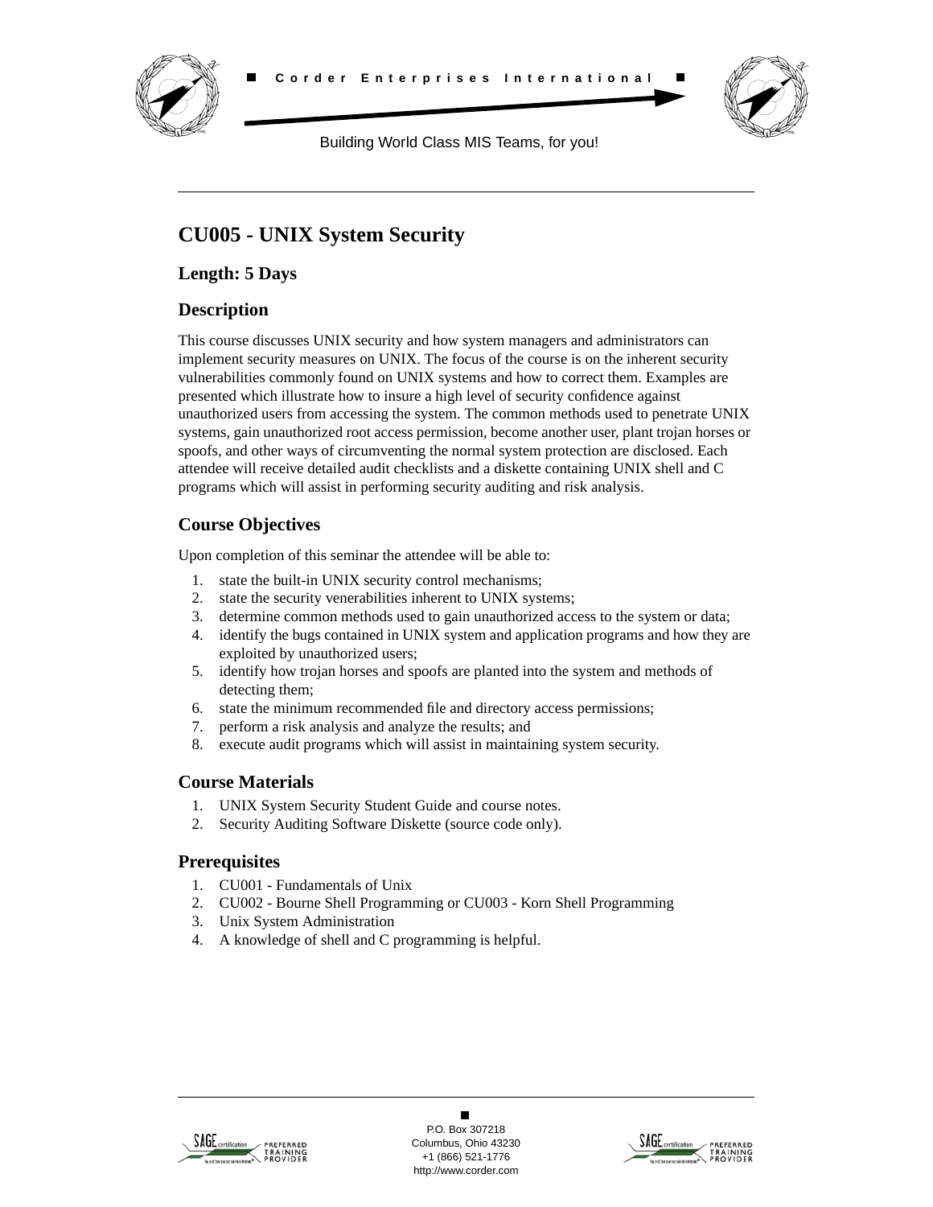Corder Enterprises International

Building World Class MIS Teams, for you!

## CU005 - UNIX System Security

### Length: 5 Days

### Description

This course discusses UNIX security and how system managers and administrators can implement security measures on UNIX. The focus of the course is on the inherent security vulnerabilities commonly found on UNIX systems and how to correct them. Examples are presented which illustrate how to insure a high level of security confidence against unauthorized users from accessing the system. The common methods used to penetrate UNIX systems, gain unauthorized root access permission, become another user, plant trojan horses or spoofs, and other ways of circumventing the normal system protection are disclosed. Each attendee will receive detailed audit checklists and a diskette containing UNIX shell and C programs which will assist in performing security auditing and risk analysis.

### Course Objectives

Upon completion of this seminar the attendee will be able to:

1. state the built-in UNIX security control mechanisms;
2. state the security venerabilities inherent to UNIX systems;
3. determine common methods used to gain unauthorized access to the system or data;
4. identify the bugs contained in UNIX system and application programs and how they are exploited by unauthorized users;
5. identify how trojan horses and spoofs are planted into the system and methods of detecting them;
6. state the minimum recommended file and directory access permissions;
7. perform a risk analysis and analyze the results; and
8. execute audit programs which will assist in maintaining system security.

### Course Materials

1. UNIX System Security Student Guide and course notes.
2. Security Auditing Software Diskette (source code only).

### Prerequisites

1. CU001 - Fundamentals of Unix
2. CU002 - Bourne Shell Programming or CU003 - Korn Shell Programming
3. Unix System Administration
4. A knowledge of shell and C programming is helpful.

P.O. Box 307218
Columbus, Ohio 43230
+1 (866) 521-1776
http://www.corder.com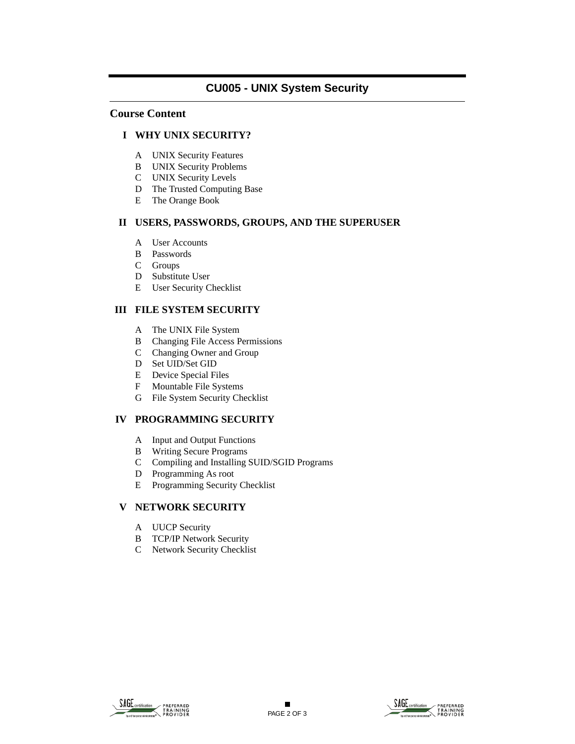# CU005 - UNIX System Security

## Course Content

### I WHY UNIX SECURITY?

- A UNIX Security Features
- B UNIX Security Problems
- C UNIX Security Levels
- D The Trusted Computing Base
- E The Orange Book

### II USERS, PASSWORDS, GROUPS, AND THE SUPERUSER

- A User Accounts
- B Passwords
- C Groups
- D Substitute User
- E User Security Checklist

### III FILE SYSTEM SECURITY

- A The UNIX File System
- B Changing File Access Permissions
- C Changing Owner and Group
- D Set UID/Set GID
- E Device Special Files
- F Mountable File Systems
- G File System Security Checklist

### IV PROGRAMMING SECURITY

- A Input and Output Functions
- B Writing Secure Programs
- C Compiling and Installing SUID/SGID Programs
- D Programming As root
- E Programming Security Checklist

### V NETWORK SECURITY

- A UUCP Security
- B TCP/IP Network Security
- C Network Security Checklist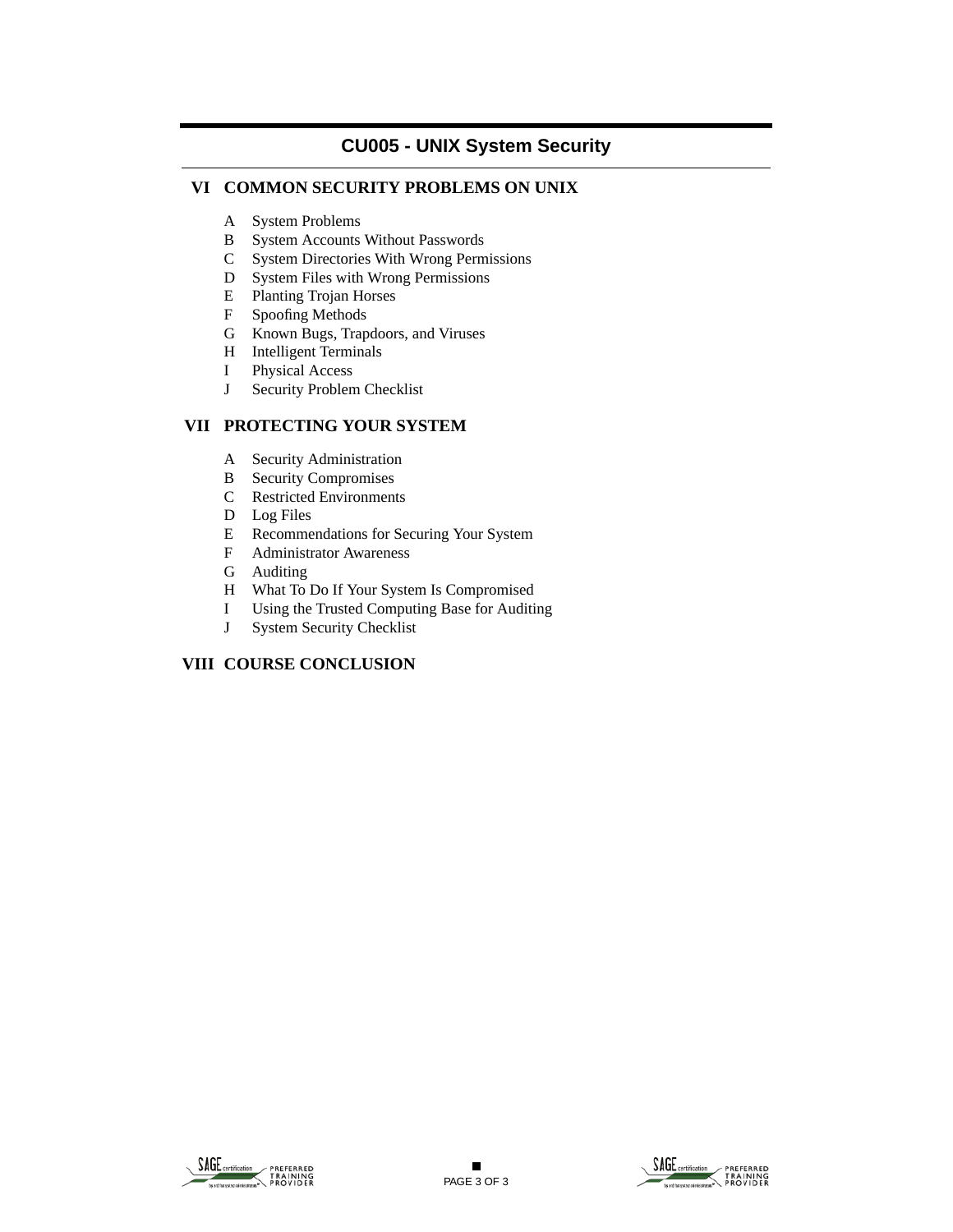# CU005 - UNIX System Security

## VI COMMON SECURITY PROBLEMS ON UNIX

- A System Problems
- B System Accounts Without Passwords
- C System Directories With Wrong Permissions
- D System Files with Wrong Permissions
- E Planting Trojan Horses
- F Spoofing Methods
- G Known Bugs, Trapdoors, and Viruses
- H Intelligent Terminals
- I Physical Access
- J Security Problem Checklist

## VII PROTECTING YOUR SYSTEM

- A Security Administration
- B Security Compromises
- C Restricted Environments
- D Log Files
- E Recommendations for Securing Your System
- F Administrator Awareness
- G Auditing
- H What To Do If Your System Is Compromised
- I Using the Trusted Computing Base for Auditing
- J System Security Checklist

## VIII COURSE CONCLUSION